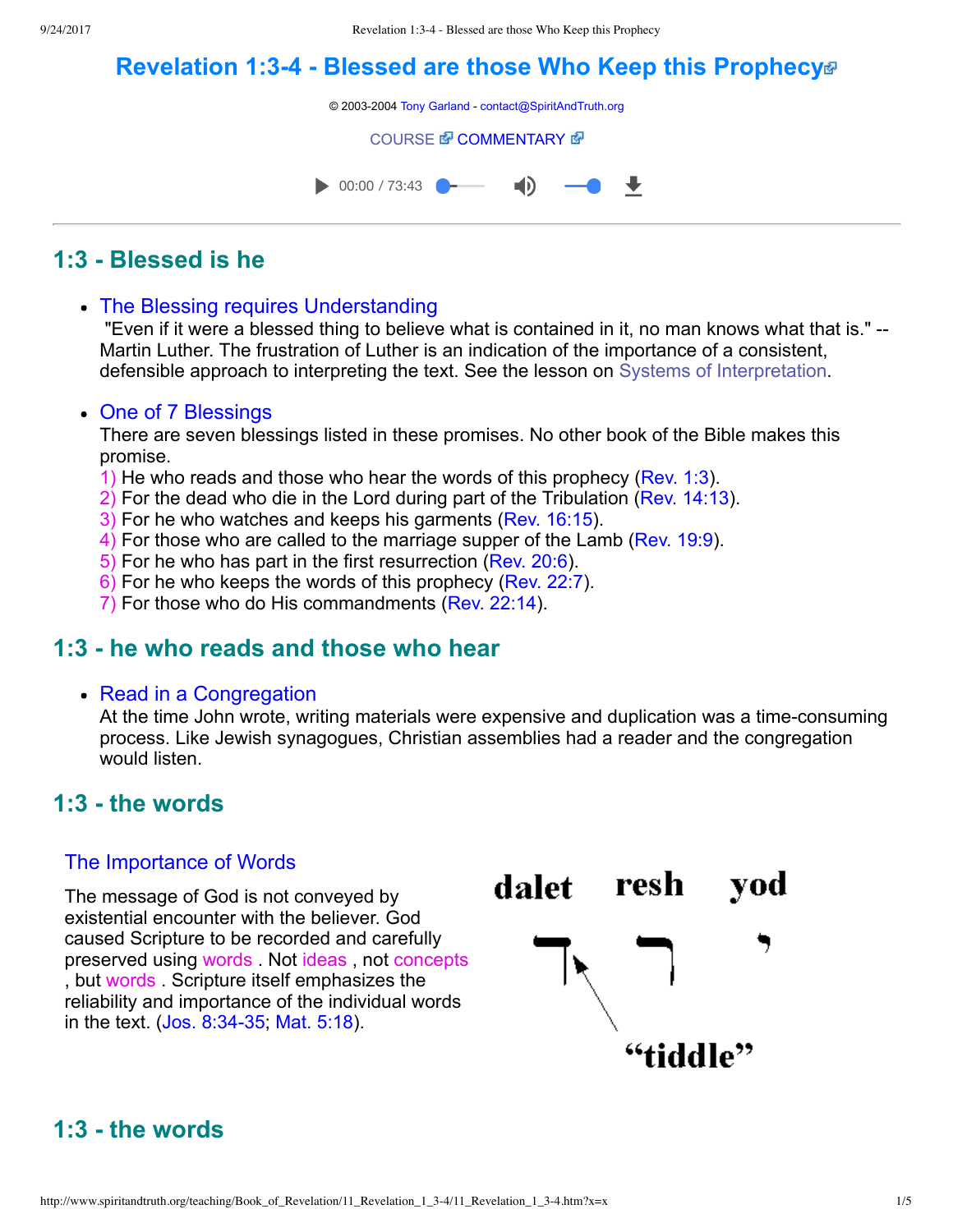# Revolution 1:3-4 - Blessed are those Who Keep this Prophecy

© 2003-2004 Tony Garland - contact@SpiritAndTruth.org

COURSE COMMENTARY

00:00 / 73:43

## 1:3 - Blessed is he

- The Blessing requires Understanding
  "Even if it were a blessed thing to believe what is contained in it, no man knows what that is." -- Martin Luther. The frustration of Luther is an indication of the importance of a consistent, defensible approach to interpreting the text. See the lesson on Systems of Interpretation.

- One of 7 Blessings
  There are seven blessings listed in these promises. No other book of the Bible makes this promise.
  1) He who reads and those who hear the words of this prophecy (Rev. 1:3).
  2) For the dead who die in the Lord during part of the Tribulation (Rev. 14:13).
  3) For he who watches and keeps his garments (Rev. 16:15).
  4) For those who are called to the marriage supper of the Lamb (Rev. 19:9).
  5) For he who has part in the first resurrection (Rev. 20:6).
  6) For he who keeps the words of this prophecy (Rev. 22:7).
  7) For those who do His commandments (Rev. 22:14).

## 1:3 - he who reads and those who hear

- Read in a Congregation
  At the time John wrote, writing materials were expensive and duplication was a time-consuming process. Like Jewish synagogues, Christian assemblies had a reader and the congregation would listen.

## 1:3 - the words

### The Importance of Words

The message of God is not conveyed by existential encounter with the believer. God caused Scripture to be recorded and carefully preserved using words . Not ideas , not concepts , but words . Scripture itself emphasizes the reliability and importance of the individual words in the text. (Jos. 8:34-35; Mat. 5:18).

dalet resh yod

ד ר י

"tiddle"

## 1:3 - the words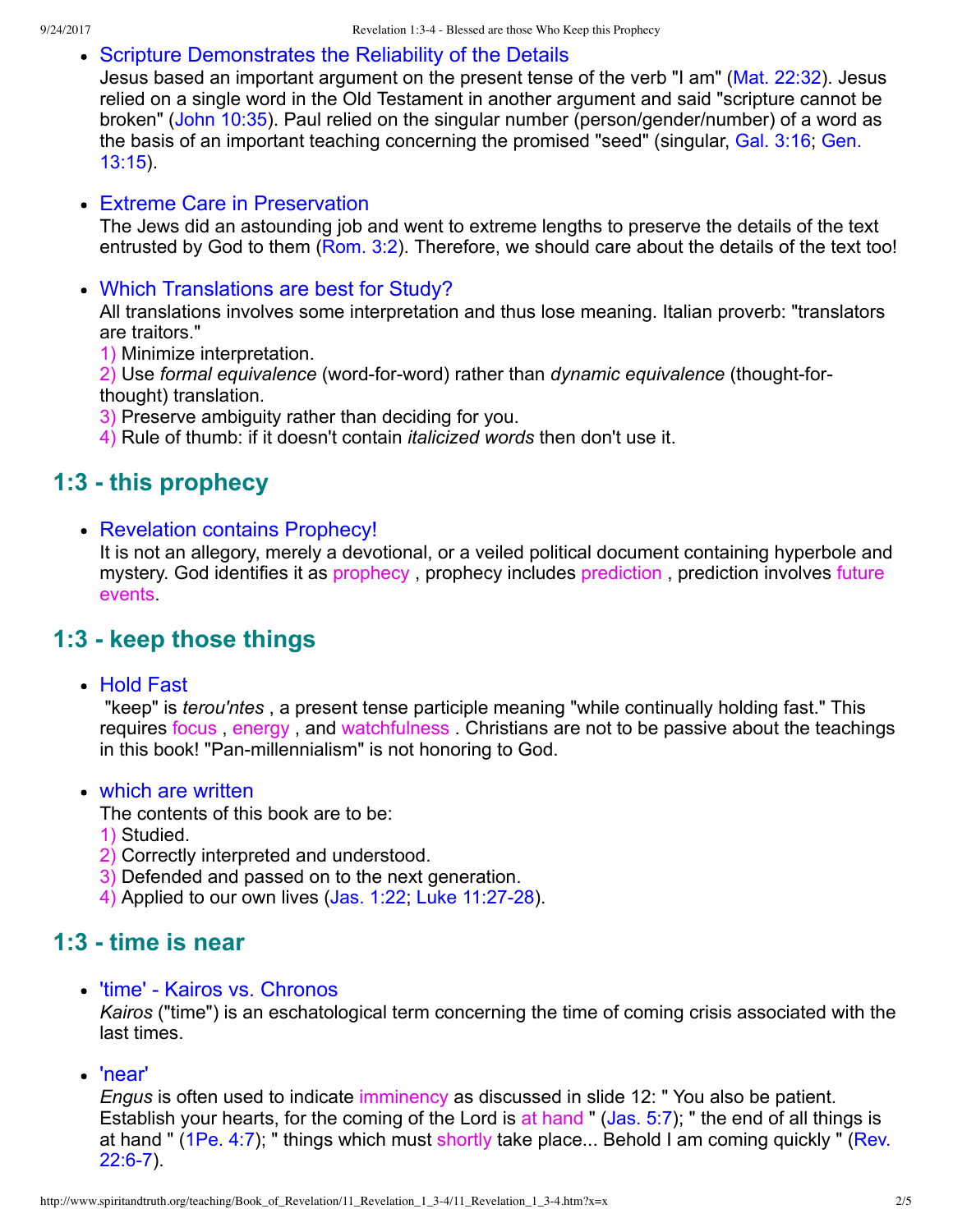- Scripture Demonstrates the Reliability of the Details
  Jesus based an important argument on the present tense of the verb "I am" (Mat. 22:32). Jesus relied on a single word in the Old Testament in another argument and said "scripture cannot be broken" (John 10:35). Paul relied on the singular number (person/gender/number) of a word as the basis of an important teaching concerning the promised "seed" (singular, Gal. 3:16; Gen. 13:15).

- Extreme Care in Preservation
  The Jews did an astounding job and went to extreme lengths to preserve the details of the text entrusted by God to them (Rom. 3:2). Therefore, we should care about the details of the text too!

- Which Translations are best for Study?
  All translations involves some interpretation and thus lose meaning. Italian proverb: "translators are traitors."
  1) Minimize interpretation.
  2) Use *formal equivalence* (word-for-word) rather than *dynamic equivalence* (thought-for-thought) translation.
  3) Preserve ambiguity rather than deciding for you.
  4) Rule of thumb: if it doesn't contain *italicized words* then don't use it.

## 1:3 - this prophecy

- Revelation contains Prophecy!
  It is not an allegory, merely a devotional, or a veiled political document containing hyperbole and mystery. God identifies it as prophecy , prophecy includes prediction , prediction involves future events.

## 1:3 - keep those things

- Hold Fast
  "keep" is *terou'ntes* , a present tense participle meaning "while continually holding fast." This requires focus , energy , and watchfulness . Christians are not to be passive about the teachings in this book! "Pan-millennialism" is not honoring to God.

- which are written
  The contents of this book are to be:
  1) Studied.
  2) Correctly interpreted and understood.
  3) Defended and passed on to the next generation.
  4) Applied to our own lives (Jas. 1:22; Luke 11:27-28).

## 1:3 - time is near

- 'time' - Kairos vs. Chronos
  *Kairos* ("time") is an eschatological term concerning the time of coming crisis associated with the last times.

- 'near'
  *Engus* is often used to indicate imminency as discussed in slide 12: " You also be patient. Establish your hearts, for the coming of the Lord is at hand " (Jas. 5:7); " the end of all things is at hand " (1Pe. 4:7); " things which must shortly take place... Behold I am coming quickly " (Rev. 22:6-7).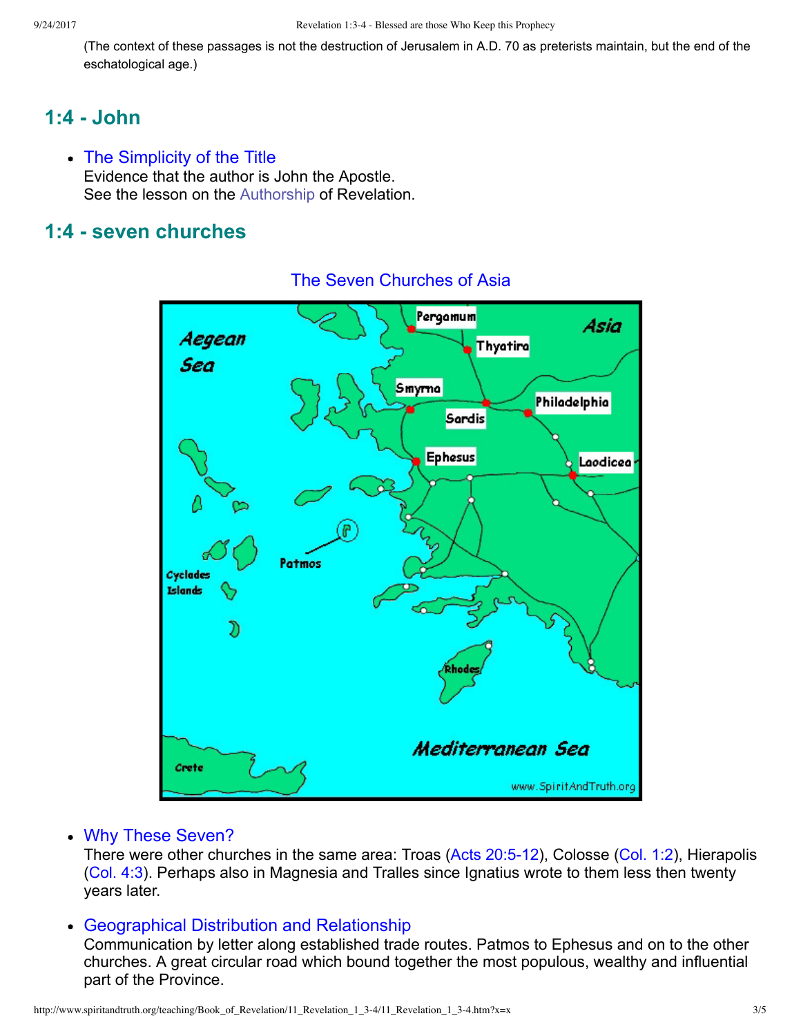(The context of these passages is not the destruction of Jerusalem in A.D. 70 as preterists maintain, but the end of the eschatological age.)

## 1:4 - John

- The Simplicity of the Title
  Evidence that the author is John the Apostle.
  See the lesson on the Authorship of Revelation.

## 1:4 - seven churches

The Seven Churches of Asia

- Why These Seven?
  There were other churches in the same area: Troas (Acts 20:5-12), Colosse (Col. 1:2), Hierapolis (Col. 4:3). Perhaps also in Magnesia and Tralles since Ignatius wrote to them less then twenty years later.
- Geographical Distribution and Relationship
  Communication by letter along established trade routes. Patmos to Ephesus and on to the other churches. A great circular road which bound together the most populous, wealthy and influential part of the Province.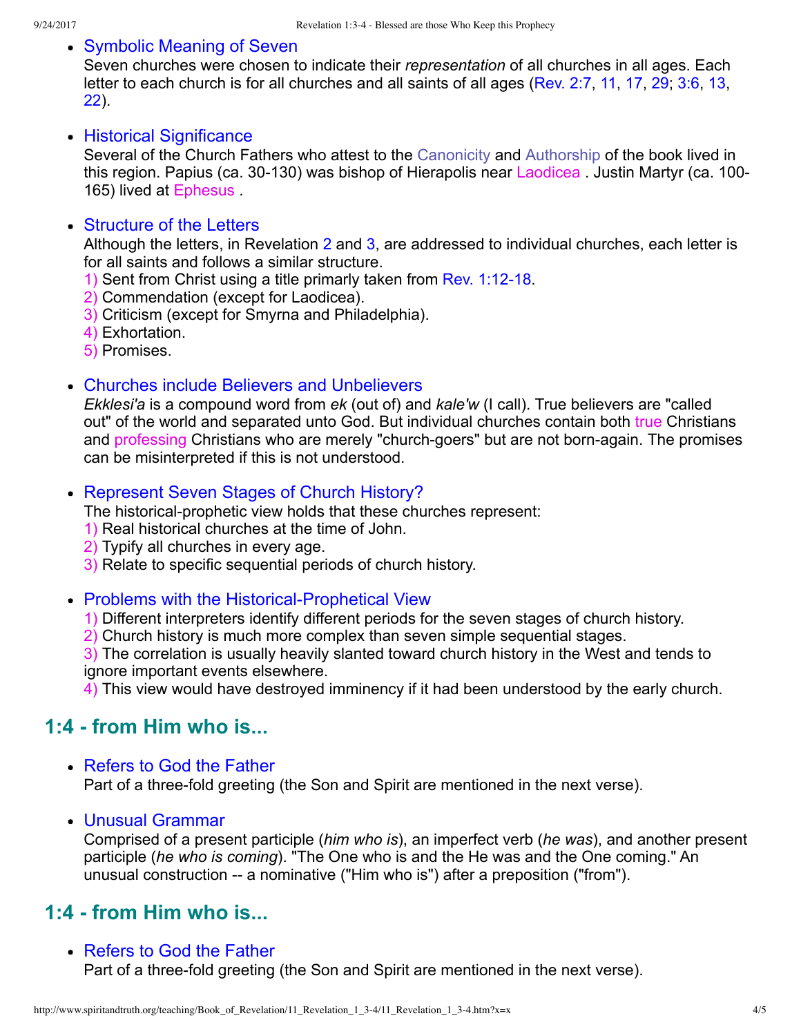- Symbolic Meaning of Seven
  Seven churches were chosen to indicate their *representation* of all churches in all ages. Each letter to each church is for all churches and all saints of all ages (Rev. 2:7, 11, 17, 29; 3:6, 13, 22).

- Historical Significance
  Several of the Church Fathers who attest to the Canonicity and Authorship of the book lived in this region. Papius (ca. 30-130) was bishop of Hierapolis near Laodicea . Justin Martyr (ca. 100-165) lived at Ephesus .

- Structure of the Letters
  Although the letters, in Revelation 2 and 3, are addressed to individual churches, each letter is for all saints and follows a similar structure.
  1) Sent from Christ using a title primarily taken from Rev. 1:12-18.
  2) Commendation (except for Laodicea).
  3) Criticism (except for Smyrna and Philadelphia).
  4) Exhortation.
  5) Promises.

- Churches include Believers and Unbelievers
  *Ekklesi'a* is a compound word from *ek* (out of) and *kale'w* (I call). True believers are "called out" of the world and separated unto God. But individual churches contain both true Christians and professing Christians who are merely "church-goers" but are not born-again. The promises can be misinterpreted if this is not understood.

- Represent Seven Stages of Church History?
  The historical-prophetic view holds that these churches represent:
  1) Real historical churches at the time of John.
  2) Typify all churches in every age.
  3) Relate to specific sequential periods of church history.

- Problems with the Historical-Prophetical View
  1) Different interpreters identify different periods for the seven stages of church history.
  2) Church history is much more complex than seven simple sequential stages.
  3) The correlation is usually heavily slanted toward church history in the West and tends to ignore important events elsewhere.
  4) This view would have destroyed imminency if it had been understood by the early church.

## 1:4 - from Him who is...

- Refers to God the Father
  Part of a three-fold greeting (the Son and Spirit are mentioned in the next verse).

- Unusual Grammar
  Comprised of a present participle (*him who is*), an imperfect verb (*he was*), and another present participle (*he who is coming*). "The One who is and the He was and the One coming." An unusual construction -- a nominative ("Him who is") after a preposition ("from").

## 1:4 - from Him who is...

- Refers to God the Father
  Part of a three-fold greeting (the Son and Spirit are mentioned in the next verse).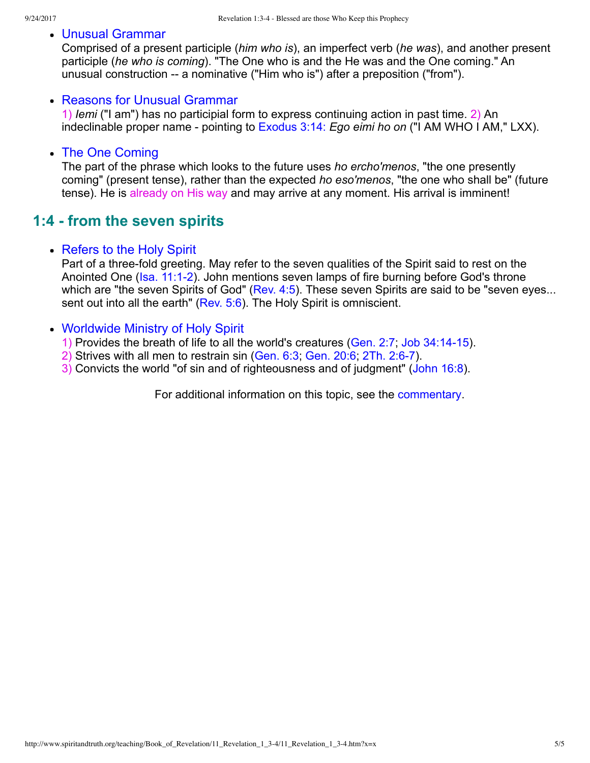- Unusual Grammar
  Comprised of a present participle (*him who is*), an imperfect verb (*he was*), and another present participle (*he who is coming*). "The One who is and the He was and the One coming." An unusual construction -- a nominative ("Him who is") after a preposition ("from").

- Reasons for Unusual Grammar
  1) *Iemi* ("I am") has no participial form to express continuing action in past time. 2) An indeclinable proper name - pointing to Exodus 3:14: *Ego eimi ho on* ("I AM WHO I AM," LXX).

- The One Coming
  The part of the phrase which looks to the future uses *ho ercho'menos*, "the one presently coming" (present tense), rather than the expected *ho eso'menos*, "the one who shall be" (future tense). He is already on His way and may arrive at any moment. His arrival is imminent!

## 1:4 - from the seven spirits

- Refers to the Holy Spirit
  Part of a three-fold greeting. May refer to the seven qualities of the Spirit said to rest on the Anointed One (Isa. 11:1-2). John mentions seven lamps of fire burning before God's throne which are "the seven Spirits of God" (Rev. 4:5). These seven Spirits are said to be "seven eyes... sent out into all the earth" (Rev. 5:6). The Holy Spirit is omniscient.

- Worldwide Ministry of Holy Spirit
  1) Provides the breath of life to all the world's creatures (Gen. 2:7; Job 34:14-15).
  2) Strives with all men to restrain sin (Gen. 6:3; Gen. 20:6; 2Th. 2:6-7).
  3) Convicts the world "of sin and of righteousness and of judgment" (John 16:8).

For additional information on this topic, see the commentary.